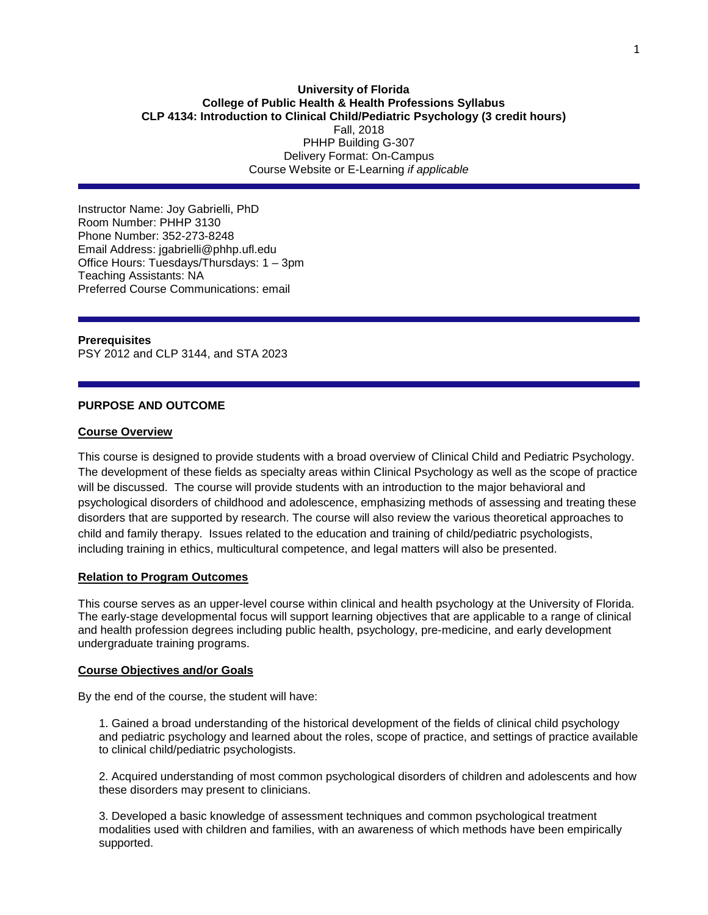**University of Florida**
**College of Public Health & Health Professions Syllabus**
**CLP 4134: Introduction to Clinical Child/Pediatric Psychology (3 credit hours)**
Fall, 2018
PHHP Building G-307
Delivery Format: On-Campus
Course Website or E-Learning *if applicable*

---

Instructor Name: Joy Gabrielli, PhD
Room Number: PHHP 3130
Phone Number: 352-273-8248
Email Address: jgabrielli@phhp.ufl.edu
Office Hours: Tuesdays/Thursdays: 1 – 3pm
Teaching Assistants: NA
Preferred Course Communications: email

---

**Prerequisites**
PSY 2012 and CLP 3144, and STA 2023

---

**PURPOSE AND OUTCOME**

**Course Overview**

This course is designed to provide students with a broad overview of Clinical Child and Pediatric Psychology. The development of these fields as specialty areas within Clinical Psychology as well as the scope of practice will be discussed. The course will provide students with an introduction to the major behavioral and psychological disorders of childhood and adolescence, emphasizing methods of assessing and treating these disorders that are supported by research. The course will also review the various theoretical approaches to child and family therapy. Issues related to the education and training of child/pediatric psychologists, including training in ethics, multicultural competence, and legal matters will also be presented.

**Relation to Program Outcomes**

This course serves as an upper-level course within clinical and health psychology at the University of Florida. The early-stage developmental focus will support learning objectives that are applicable to a range of clinical and health profession degrees including public health, psychology, pre-medicine, and early development undergraduate training programs.

**Course Objectives and/or Goals**

By the end of the course, the student will have:

1. Gained a broad understanding of the historical development of the fields of clinical child psychology and pediatric psychology and learned about the roles, scope of practice, and settings of practice available to clinical child/pediatric psychologists.

2. Acquired understanding of most common psychological disorders of children and adolescents and how these disorders may present to clinicians.

3. Developed a basic knowledge of assessment techniques and common psychological treatment modalities used with children and families, with an awareness of which methods have been empirically supported.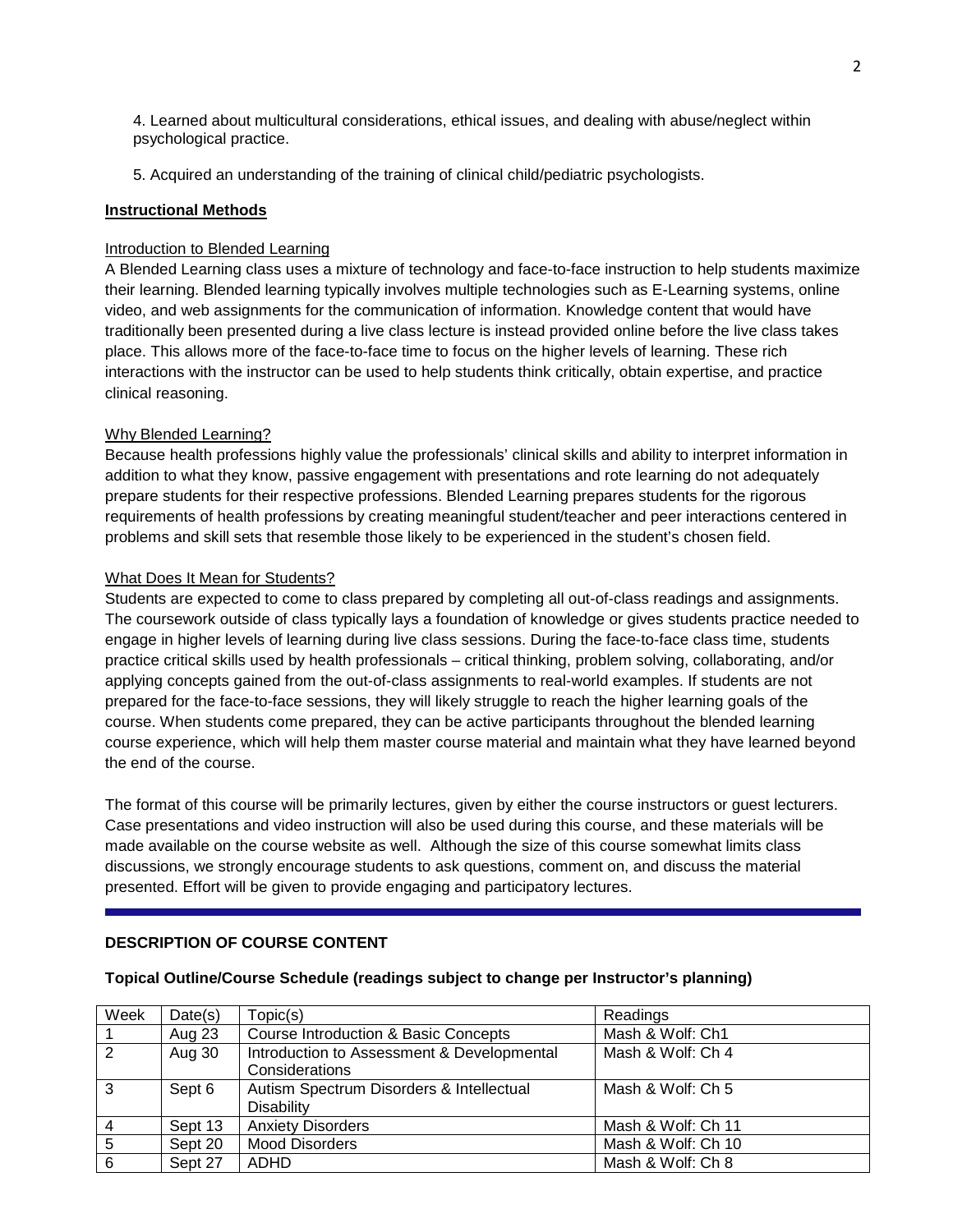4. Learned about multicultural considerations, ethical issues, and dealing with abuse/neglect within psychological practice.

5. Acquired an understanding of the training of clinical child/pediatric psychologists.

**Instructional Methods**

Introduction to Blended Learning

A Blended Learning class uses a mixture of technology and face-to-face instruction to help students maximize their learning. Blended learning typically involves multiple technologies such as E-Learning systems, online video, and web assignments for the communication of information. Knowledge content that would have traditionally been presented during a live class lecture is instead provided online before the live class takes place. This allows more of the face-to-face time to focus on the higher levels of learning. These rich interactions with the instructor can be used to help students think critically, obtain expertise, and practice clinical reasoning.

Why Blended Learning?

Because health professions highly value the professionals' clinical skills and ability to interpret information in addition to what they know, passive engagement with presentations and rote learning do not adequately prepare students for their respective professions. Blended Learning prepares students for the rigorous requirements of health professions by creating meaningful student/teacher and peer interactions centered in problems and skill sets that resemble those likely to be experienced in the student's chosen field.

What Does It Mean for Students?

Students are expected to come to class prepared by completing all out-of-class readings and assignments. The coursework outside of class typically lays a foundation of knowledge or gives students practice needed to engage in higher levels of learning during live class sessions. During the face-to-face class time, students practice critical skills used by health professionals – critical thinking, problem solving, collaborating, and/or applying concepts gained from the out-of-class assignments to real-world examples. If students are not prepared for the face-to-face sessions, they will likely struggle to reach the higher learning goals of the course. When students come prepared, they can be active participants throughout the blended learning course experience, which will help them master course material and maintain what they have learned beyond the end of the course.

The format of this course will be primarily lectures, given by either the course instructors or guest lecturers. Case presentations and video instruction will also be used during this course, and these materials will be made available on the course website as well. Although the size of this course somewhat limits class discussions, we strongly encourage students to ask questions, comment on, and discuss the material presented. Effort will be given to provide engaging and participatory lectures.

**DESCRIPTION OF COURSE CONTENT**

**Topical Outline/Course Schedule (readings subject to change per Instructor's planning)**

| Week | Date(s) | Topic(s) | Readings |
|---|---|---|---|
| 1 | Aug 23 | Course Introduction & Basic Concepts | Mash & Wolf: Ch1 |
| 2 | Aug 30 | Introduction to Assessment & Developmental Considerations | Mash & Wolf: Ch 4 |
| 3 | Sept 6 | Autism Spectrum Disorders & Intellectual Disability | Mash & Wolf: Ch 5 |
| 4 | Sept 13 | Anxiety Disorders | Mash & Wolf: Ch 11 |
| 5 | Sept 20 | Mood Disorders | Mash & Wolf: Ch 10 |
| 6 | Sept 27 | ADHD | Mash & Wolf: Ch 8 |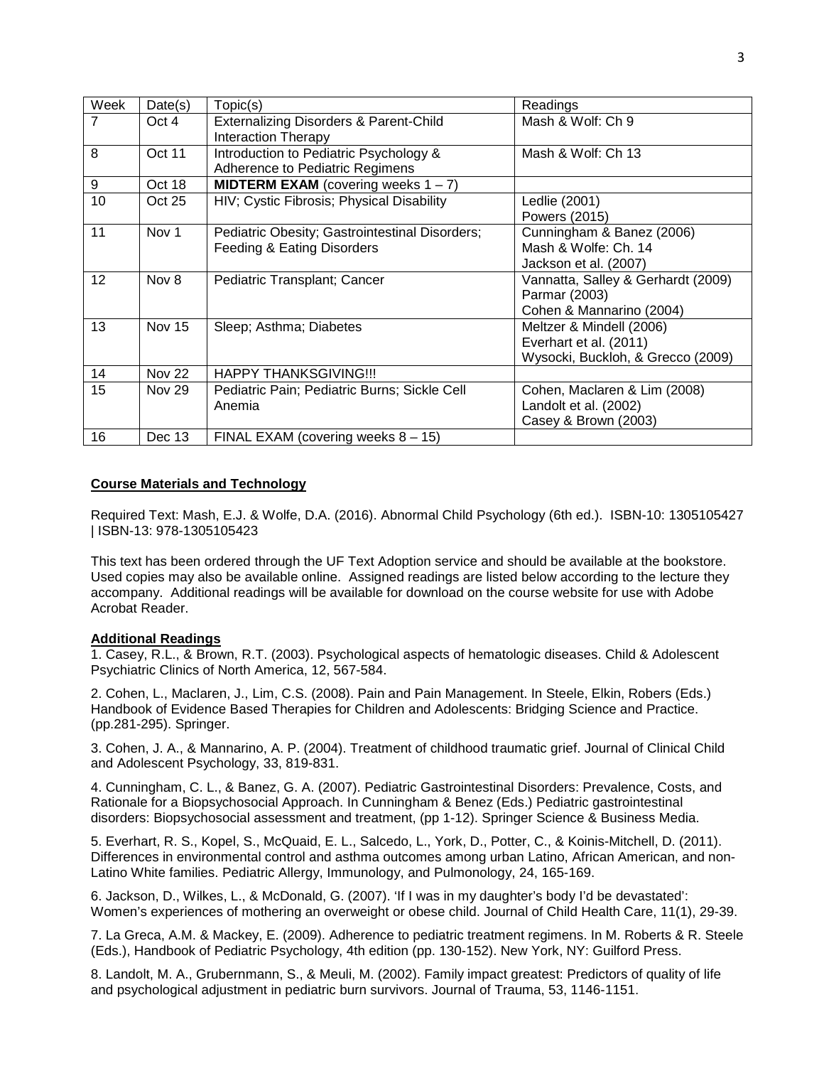| Week | Date(s) | Topic(s) | Readings |
|---|---|---|---|
| 7 | Oct 4 | Externalizing Disorders & Parent-Child Interaction Therapy | Mash & Wolf: Ch 9 |
| 8 | Oct 11 | Introduction to Pediatric Psychology & Adherence to Pediatric Regimens | Mash & Wolf: Ch 13 |
| 9 | Oct 18 | **MIDTERM EXAM** (covering weeks 1 – 7) | |
| 10 | Oct 25 | HIV; Cystic Fibrosis; Physical Disability | Ledlie (2001)<br>Powers (2015) |
| 11 | Nov 1 | Pediatric Obesity; Gastrointestinal Disorders; Feeding & Eating Disorders | Cunningham & Banez (2006)<br>Mash & Wolfe: Ch. 14<br>Jackson et al. (2007) |
| 12 | Nov 8 | Pediatric Transplant; Cancer | Vannatta, Salley & Gerhardt (2009)<br>Parmar (2003)<br>Cohen & Mannarino (2004) |
| 13 | Nov 15 | Sleep; Asthma; Diabetes | Meltzer & Mindell (2006)<br>Everhart et al. (2011)<br>Wysocki, Buckloh, & Grecco (2009) |
| 14 | Nov 22 | HAPPY THANKSGIVING!!! | |
| 15 | Nov 29 | Pediatric Pain; Pediatric Burns; Sickle Cell Anemia | Cohen, Maclaren & Lim (2008)<br>Landolt et al. (2002)<br>Casey & Brown (2003) |
| 16 | Dec 13 | FINAL EXAM (covering weeks 8 – 15) | |

## Course Materials and Technology

Required Text: Mash, E.J. & Wolfe, D.A. (2016). Abnormal Child Psychology (6th ed.). ISBN-10: 1305105427 | ISBN-13: 978-1305105423

This text has been ordered through the UF Text Adoption service and should be available at the bookstore. Used copies may also be available online. Assigned readings are listed below according to the lecture they accompany. Additional readings will be available for download on the course website for use with Adobe Acrobat Reader.

### Additional Readings

1. Casey, R.L., & Brown, R.T. (2003). Psychological aspects of hematologic diseases. Child & Adolescent Psychiatric Clinics of North America, 12, 567-584.

2. Cohen, L., Maclaren, J., Lim, C.S. (2008). Pain and Pain Management. In Steele, Elkin, Robers (Eds.) Handbook of Evidence Based Therapies for Children and Adolescents: Bridging Science and Practice. (pp.281-295). Springer.

3. Cohen, J. A., & Mannarino, A. P. (2004). Treatment of childhood traumatic grief. Journal of Clinical Child and Adolescent Psychology, 33, 819-831.

4. Cunningham, C. L., & Banez, G. A. (2007). Pediatric Gastrointestinal Disorders: Prevalence, Costs, and Rationale for a Biopsychosocial Approach. In Cunningham & Benez (Eds.) Pediatric gastrointestinal disorders: Biopsychosocial assessment and treatment, (pp 1-12). Springer Science & Business Media.

5. Everhart, R. S., Kopel, S., McQuaid, E. L., Salcedo, L., York, D., Potter, C., & Koinis-Mitchell, D. (2011). Differences in environmental control and asthma outcomes among urban Latino, African American, and non-Latino White families. Pediatric Allergy, Immunology, and Pulmonology, 24, 165-169.

6. Jackson, D., Wilkes, L., & McDonald, G. (2007). 'If I was in my daughter's body I'd be devastated': Women's experiences of mothering an overweight or obese child. Journal of Child Health Care, 11(1), 29-39.

7. La Greca, A.M. & Mackey, E. (2009). Adherence to pediatric treatment regimens. In M. Roberts & R. Steele (Eds.), Handbook of Pediatric Psychology, 4th edition (pp. 130-152). New York, NY: Guilford Press.

8. Landolt, M. A., Grubernmann, S., & Meuli, M. (2002). Family impact greatest: Predictors of quality of life and psychological adjustment in pediatric burn survivors. Journal of Trauma, 53, 1146-1151.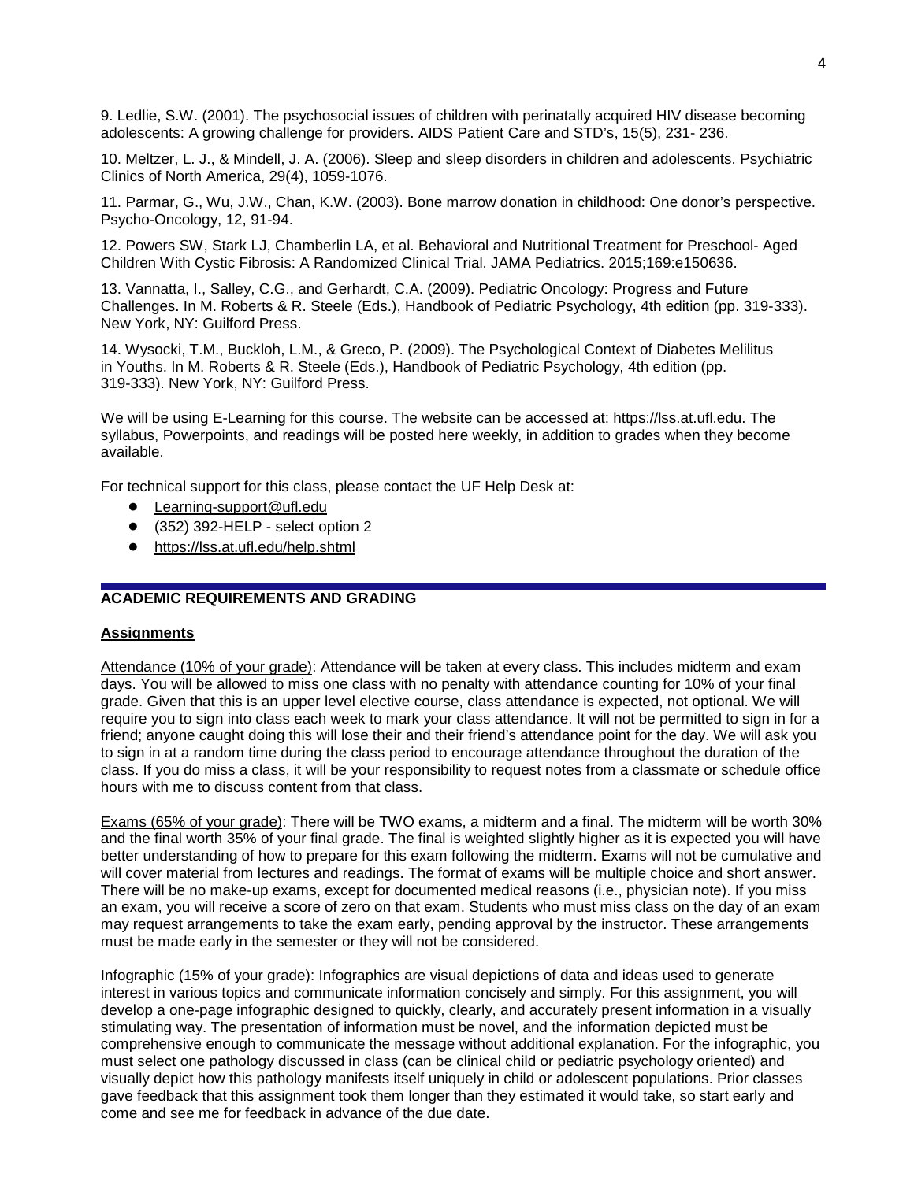9. Ledlie, S.W. (2001). The psychosocial issues of children with perinatally acquired HIV disease becoming adolescents: A growing challenge for providers. AIDS Patient Care and STD's, 15(5), 231- 236.

10. Meltzer, L. J., & Mindell, J. A. (2006). Sleep and sleep disorders in children and adolescents. Psychiatric Clinics of North America, 29(4), 1059-1076.

11. Parmar, G., Wu, J.W., Chan, K.W. (2003). Bone marrow donation in childhood: One donor's perspective. Psycho-Oncology, 12, 91-94.

12. Powers SW, Stark LJ, Chamberlin LA, et al. Behavioral and Nutritional Treatment for Preschool- Aged Children With Cystic Fibrosis: A Randomized Clinical Trial. JAMA Pediatrics. 2015;169:e150636.

13. Vannatta, I., Salley, C.G., and Gerhardt, C.A. (2009). Pediatric Oncology: Progress and Future Challenges. In M. Roberts & R. Steele (Eds.), Handbook of Pediatric Psychology, 4th edition (pp. 319-333). New York, NY: Guilford Press.

14. Wysocki, T.M., Buckloh, L.M., & Greco, P. (2009). The Psychological Context of Diabetes Melilitus in Youths. In M. Roberts & R. Steele (Eds.), Handbook of Pediatric Psychology, 4th edition (pp. 319-333). New York, NY: Guilford Press.

We will be using E-Learning for this course. The website can be accessed at: https://lss.at.ufl.edu. The syllabus, Powerpoints, and readings will be posted here weekly, in addition to grades when they become available.

For technical support for this class, please contact the UF Help Desk at:

- Learning-support@ufl.edu
- (352) 392-HELP - select option 2
- https://lss.at.ufl.edu/help.shtml

## ACADEMIC REQUIREMENTS AND GRADING

### Assignments

Attendance (10% of your grade): Attendance will be taken at every class. This includes midterm and exam days. You will be allowed to miss one class with no penalty with attendance counting for 10% of your final grade. Given that this is an upper level elective course, class attendance is expected, not optional. We will require you to sign into class each week to mark your class attendance. It will not be permitted to sign in for a friend; anyone caught doing this will lose their and their friend's attendance point for the day. We will ask you to sign in at a random time during the class period to encourage attendance throughout the duration of the class. If you do miss a class, it will be your responsibility to request notes from a classmate or schedule office hours with me to discuss content from that class.

Exams (65% of your grade): There will be TWO exams, a midterm and a final. The midterm will be worth 30% and the final worth 35% of your final grade. The final is weighted slightly higher as it is expected you will have better understanding of how to prepare for this exam following the midterm. Exams will not be cumulative and will cover material from lectures and readings. The format of exams will be multiple choice and short answer. There will be no make-up exams, except for documented medical reasons (i.e., physician note). If you miss an exam, you will receive a score of zero on that exam. Students who must miss class on the day of an exam may request arrangements to take the exam early, pending approval by the instructor. These arrangements must be made early in the semester or they will not be considered.

Infographic (15% of your grade): Infographics are visual depictions of data and ideas used to generate interest in various topics and communicate information concisely and simply. For this assignment, you will develop a one-page infographic designed to quickly, clearly, and accurately present information in a visually stimulating way. The presentation of information must be novel, and the information depicted must be comprehensive enough to communicate the message without additional explanation. For the infographic, you must select one pathology discussed in class (can be clinical child or pediatric psychology oriented) and visually depict how this pathology manifests itself uniquely in child or adolescent populations. Prior classes gave feedback that this assignment took them longer than they estimated it would take, so start early and come and see me for feedback in advance of the due date.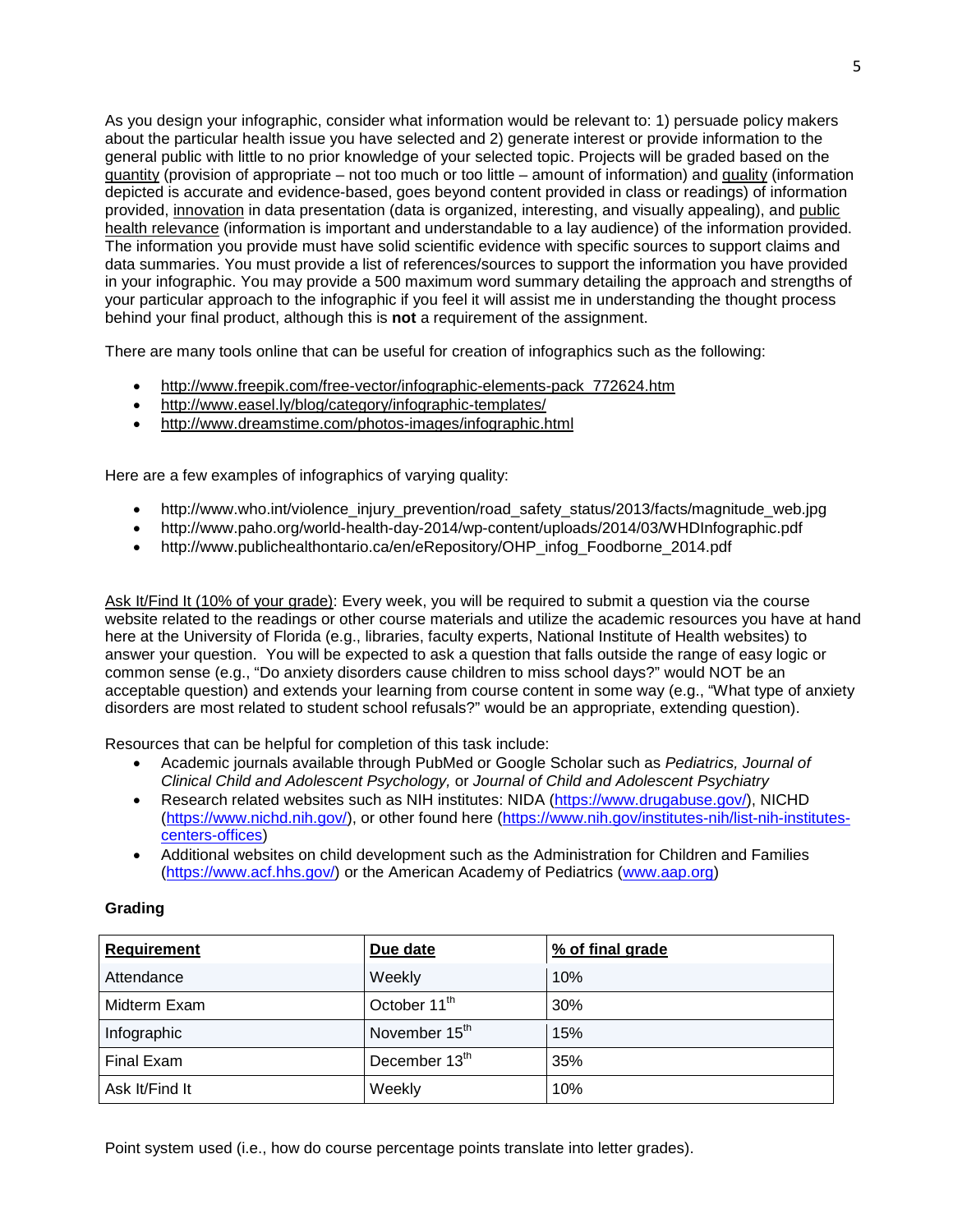As you design your infographic, consider what information would be relevant to: 1) persuade policy makers about the particular health issue you have selected and 2) generate interest or provide information to the general public with little to no prior knowledge of your selected topic. Projects will be graded based on the quantity (provision of appropriate – not too much or too little – amount of information) and quality (information depicted is accurate and evidence-based, goes beyond content provided in class or readings) of information provided, innovation in data presentation (data is organized, interesting, and visually appealing), and public health relevance (information is important and understandable to a lay audience) of the information provided. The information you provide must have solid scientific evidence with specific sources to support claims and data summaries. You must provide a list of references/sources to support the information you have provided in your infographic. You may provide a 500 maximum word summary detailing the approach and strengths of your particular approach to the infographic if you feel it will assist me in understanding the thought process behind your final product, although this is **not** a requirement of the assignment.

There are many tools online that can be useful for creation of infographics such as the following:

- http://www.freepik.com/free-vector/infographic-elements-pack_772624.htm
- http://www.easel.ly/blog/category/infographic-templates/
- http://www.dreamstime.com/photos-images/infographic.html

Here are a few examples of infographics of varying quality:

- http://www.who.int/violence_injury_prevention/road_safety_status/2013/facts/magnitude_web.jpg
- http://www.paho.org/world-health-day-2014/wp-content/uploads/2014/03/WHDInfographic.pdf
- http://www.publichealthontario.ca/en/eRepository/OHP_infog_Foodborne_2014.pdf

Ask It/Find It (10% of your grade): Every week, you will be required to submit a question via the course website related to the readings or other course materials and utilize the academic resources you have at hand here at the University of Florida (e.g., libraries, faculty experts, National Institute of Health websites) to answer your question. You will be expected to ask a question that falls outside the range of easy logic or common sense (e.g., "Do anxiety disorders cause children to miss school days?" would NOT be an acceptable question) and extends your learning from course content in some way (e.g., "What type of anxiety disorders are most related to student school refusals?" would be an appropriate, extending question).

Resources that can be helpful for completion of this task include:

- Academic journals available through PubMed or Google Scholar such as *Pediatrics, Journal of Clinical Child and Adolescent Psychology,* or *Journal of Child and Adolescent Psychiatry*
- Research related websites such as NIH institutes: NIDA (https://www.drugabuse.gov/), NICHD (https://www.nichd.nih.gov/), or other found here (https://www.nih.gov/institutes-nih/list-nih-institutes-centers-offices)
- Additional websites on child development such as the Administration for Children and Families (https://www.acf.hhs.gov/) or the American Academy of Pediatrics (www.aap.org)

**Grading**

| **Requirement** | **Due date** | **% of final grade** |
|---|---|---|
| Attendance | Weekly | 10% |
| Midterm Exam | October 11th | 30% |
| Infographic | November 15th | 15% |
| Final Exam | December 13th | 35% |
| Ask It/Find It | Weekly | 10% |

Point system used (i.e., how do course percentage points translate into letter grades).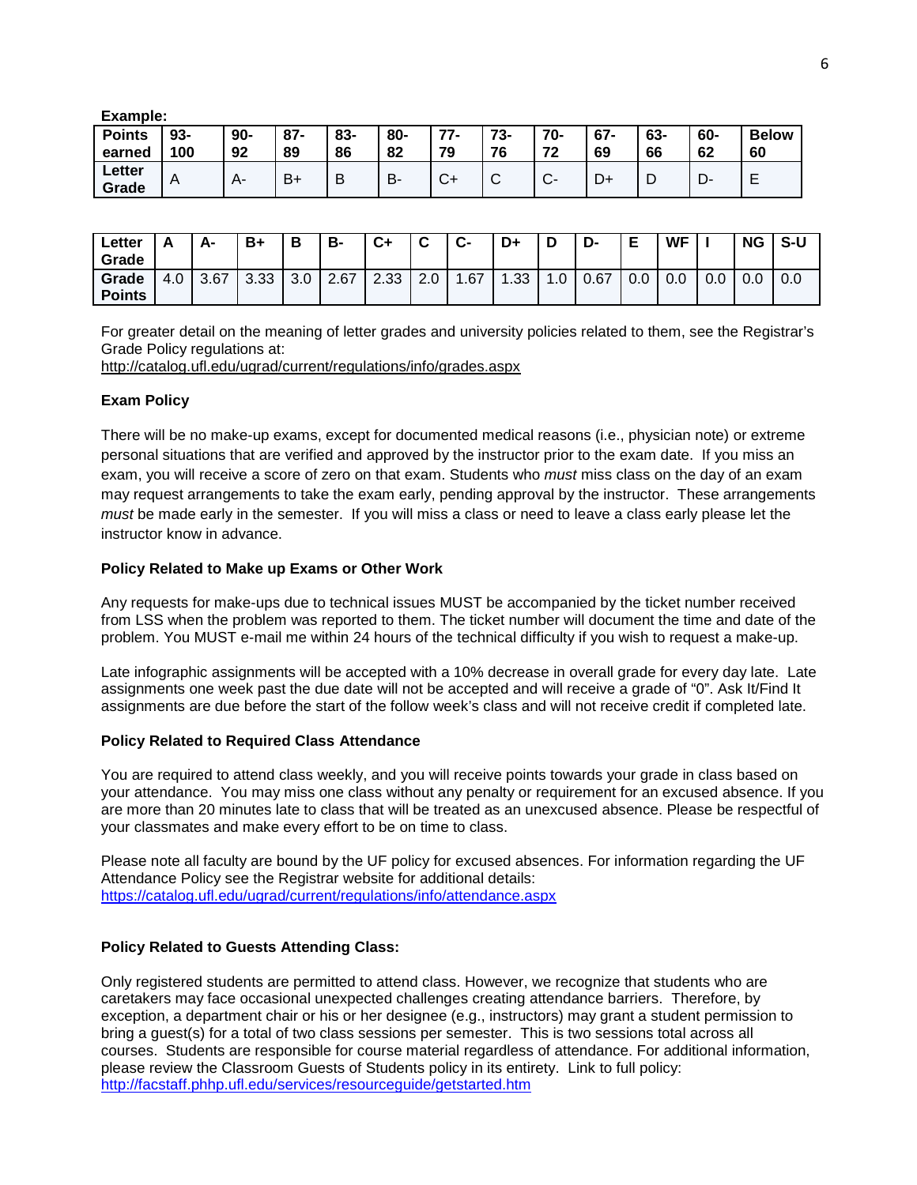**Example:**

| Points earned | 93-100 | 90-92 | 87-89 | 83-86 | 80-82 | 77-79 | 73-76 | 70-72 | 67-69 | 63-66 | 60-62 | Below 60 |
|---|---|---|---|---|---|---|---|---|---|---|---|---|
| Letter Grade | A | A- | B+ | B | B- | C+ | C | C- | D+ | D | D- | E |

| Letter Grade | A | A- | B+ | B | B- | C+ | C | C- | D+ | D | D- | E | WF | I | NG | S-U |
|---|---|---|---|---|---|---|---|---|---|---|---|---|---|---|---|---|
| Grade Points | 4.0 | 3.67 | 3.33 | 3.0 | 2.67 | 2.33 | 2.0 | 1.67 | 1.33 | 1.0 | 0.67 | 0.0 | 0.0 | 0.0 | 0.0 | 0.0 |

For greater detail on the meaning of letter grades and university policies related to them, see the Registrar's Grade Policy regulations at:
http://catalog.ufl.edu/ugrad/current/regulations/info/grades.aspx

**Exam Policy**

There will be no make-up exams, except for documented medical reasons (i.e., physician note) or extreme personal situations that are verified and approved by the instructor prior to the exam date. If you miss an exam, you will receive a score of zero on that exam. Students who *must* miss class on the day of an exam may request arrangements to take the exam early, pending approval by the instructor. These arrangements *must* be made early in the semester. If you will miss a class or need to leave a class early please let the instructor know in advance.

**Policy Related to Make up Exams or Other Work**

Any requests for make-ups due to technical issues MUST be accompanied by the ticket number received from LSS when the problem was reported to them. The ticket number will document the time and date of the problem. You MUST e-mail me within 24 hours of the technical difficulty if you wish to request a make-up.

Late infographic assignments will be accepted with a 10% decrease in overall grade for every day late. Late assignments one week past the due date will not be accepted and will receive a grade of "0". Ask It/Find It assignments are due before the start of the follow week's class and will not receive credit if completed late.

**Policy Related to Required Class Attendance**

You are required to attend class weekly, and you will receive points towards your grade in class based on your attendance. You may miss one class without any penalty or requirement for an excused absence. If you are more than 20 minutes late to class that will be treated as an unexcused absence. Please be respectful of your classmates and make every effort to be on time to class.

Please note all faculty are bound by the UF policy for excused absences. For information regarding the UF Attendance Policy see the Registrar website for additional details:
https://catalog.ufl.edu/ugrad/current/regulations/info/attendance.aspx

**Policy Related to Guests Attending Class:**

Only registered students are permitted to attend class. However, we recognize that students who are caretakers may face occasional unexpected challenges creating attendance barriers. Therefore, by exception, a department chair or his or her designee (e.g., instructors) may grant a student permission to bring a guest(s) for a total of two class sessions per semester. This is two sessions total across all courses. Students are responsible for course material regardless of attendance. For additional information, please review the Classroom Guests of Students policy in its entirety. Link to full policy:
http://facstaff.phhp.ufl.edu/services/resourceguide/getstarted.htm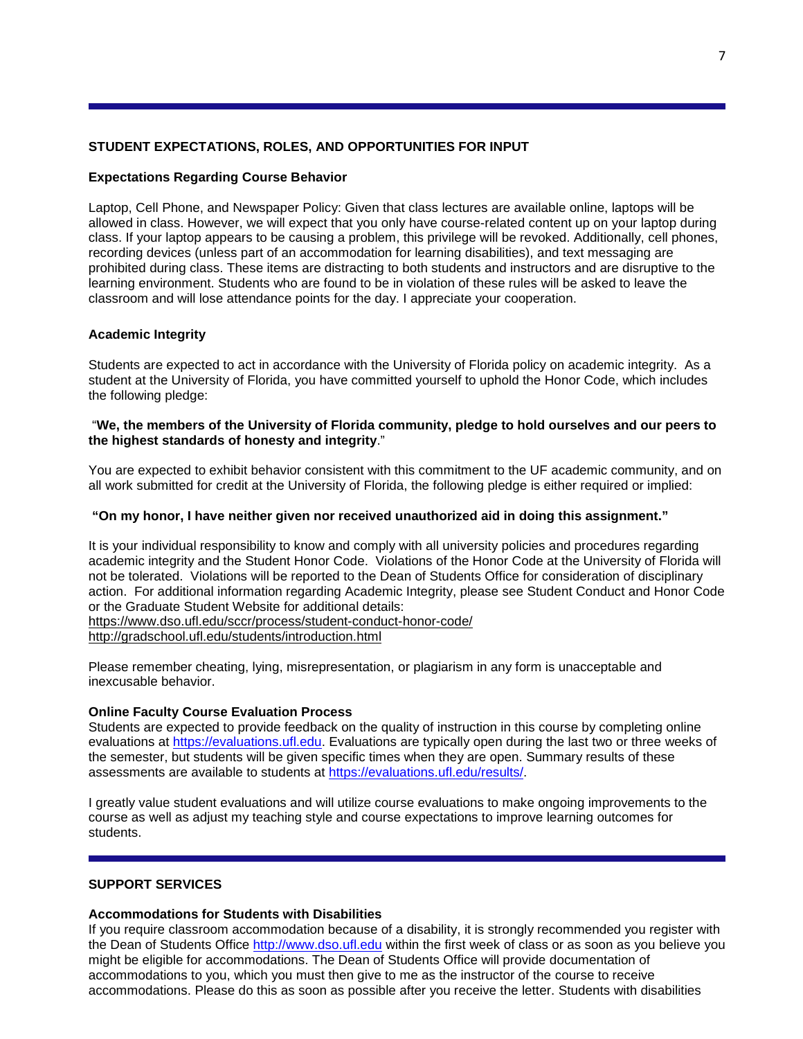## STUDENT EXPECTATIONS, ROLES, AND OPPORTUNITIES FOR INPUT

### Expectations Regarding Course Behavior

Laptop, Cell Phone, and Newspaper Policy: Given that class lectures are available online, laptops will be allowed in class. However, we will expect that you only have course-related content up on your laptop during class. If your laptop appears to be causing a problem, this privilege will be revoked. Additionally, cell phones, recording devices (unless part of an accommodation for learning disabilities), and text messaging are prohibited during class. These items are distracting to both students and instructors and are disruptive to the learning environment. Students who are found to be in violation of these rules will be asked to leave the classroom and will lose attendance points for the day. I appreciate your cooperation.

### Academic Integrity

Students are expected to act in accordance with the University of Florida policy on academic integrity. As a student at the University of Florida, you have committed yourself to uphold the Honor Code, which includes the following pledge:

"**We, the members of the University of Florida community, pledge to hold ourselves and our peers to the highest standards of honesty and integrity**."

You are expected to exhibit behavior consistent with this commitment to the UF academic community, and on all work submitted for credit at the University of Florida, the following pledge is either required or implied:

**"On my honor, I have neither given nor received unauthorized aid in doing this assignment."**

It is your individual responsibility to know and comply with all university policies and procedures regarding academic integrity and the Student Honor Code. Violations of the Honor Code at the University of Florida will not be tolerated. Violations will be reported to the Dean of Students Office for consideration of disciplinary action. For additional information regarding Academic Integrity, please see Student Conduct and Honor Code or the Graduate Student Website for additional details:
https://www.dso.ufl.edu/sccr/process/student-conduct-honor-code/
http://gradschool.ufl.edu/students/introduction.html

Please remember cheating, lying, misrepresentation, or plagiarism in any form is unacceptable and inexcusable behavior.

### Online Faculty Course Evaluation Process

Students are expected to provide feedback on the quality of instruction in this course by completing online evaluations at https://evaluations.ufl.edu. Evaluations are typically open during the last two or three weeks of the semester, but students will be given specific times when they are open. Summary results of these assessments are available to students at https://evaluations.ufl.edu/results/.

I greatly value student evaluations and will utilize course evaluations to make ongoing improvements to the course as well as adjust my teaching style and course expectations to improve learning outcomes for students.

## SUPPORT SERVICES

### Accommodations for Students with Disabilities

If you require classroom accommodation because of a disability, it is strongly recommended you register with the Dean of Students Office http://www.dso.ufl.edu within the first week of class or as soon as you believe you might be eligible for accommodations. The Dean of Students Office will provide documentation of accommodations to you, which you must then give to me as the instructor of the course to receive accommodations. Please do this as soon as possible after you receive the letter. Students with disabilities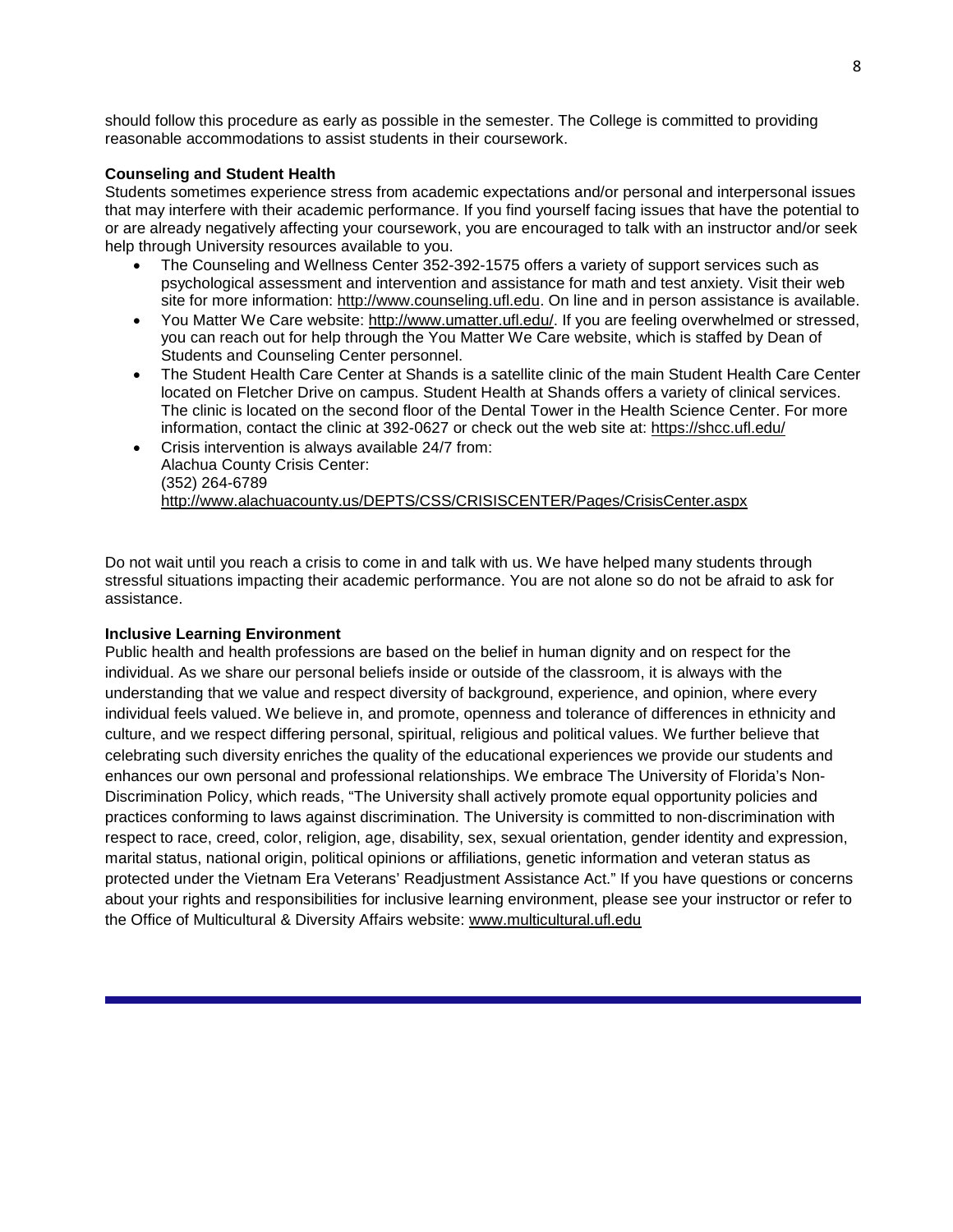should follow this procedure as early as possible in the semester. The College is committed to providing reasonable accommodations to assist students in their coursework.

**Counseling and Student Health**

Students sometimes experience stress from academic expectations and/or personal and interpersonal issues that may interfere with their academic performance. If you find yourself facing issues that have the potential to or are already negatively affecting your coursework, you are encouraged to talk with an instructor and/or seek help through University resources available to you.

- The Counseling and Wellness Center 352-392-1575 offers a variety of support services such as psychological assessment and intervention and assistance for math and test anxiety. Visit their web site for more information: http://www.counseling.ufl.edu. On line and in person assistance is available.
- You Matter We Care website: http://www.umatter.ufl.edu/. If you are feeling overwhelmed or stressed, you can reach out for help through the You Matter We Care website, which is staffed by Dean of Students and Counseling Center personnel.
- The Student Health Care Center at Shands is a satellite clinic of the main Student Health Care Center located on Fletcher Drive on campus. Student Health at Shands offers a variety of clinical services. The clinic is located on the second floor of the Dental Tower in the Health Science Center. For more information, contact the clinic at 392-0627 or check out the web site at: https://shcc.ufl.edu/
- Crisis intervention is always available 24/7 from:
  Alachua County Crisis Center:
  (352) 264-6789
  http://www.alachuacounty.us/DEPTS/CSS/CRISISCENTER/Pages/CrisisCenter.aspx

Do not wait until you reach a crisis to come in and talk with us. We have helped many students through stressful situations impacting their academic performance. You are not alone so do not be afraid to ask for assistance.

**Inclusive Learning Environment**

Public health and health professions are based on the belief in human dignity and on respect for the individual. As we share our personal beliefs inside or outside of the classroom, it is always with the understanding that we value and respect diversity of background, experience, and opinion, where every individual feels valued. We believe in, and promote, openness and tolerance of differences in ethnicity and culture, and we respect differing personal, spiritual, religious and political values. We further believe that celebrating such diversity enriches the quality of the educational experiences we provide our students and enhances our own personal and professional relationships. We embrace The University of Florida's Non-Discrimination Policy, which reads, "The University shall actively promote equal opportunity policies and practices conforming to laws against discrimination. The University is committed to non-discrimination with respect to race, creed, color, religion, age, disability, sex, sexual orientation, gender identity and expression, marital status, national origin, political opinions or affiliations, genetic information and veteran status as protected under the Vietnam Era Veterans' Readjustment Assistance Act." If you have questions or concerns about your rights and responsibilities for inclusive learning environment, please see your instructor or refer to the Office of Multicultural & Diversity Affairs website: www.multicultural.ufl.edu